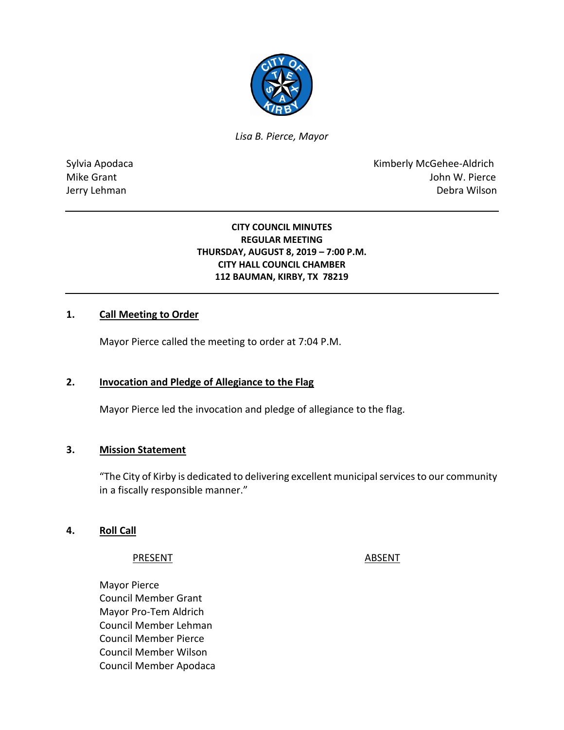*Lisa B. Pierce, Mayor*

Sylvia Apodaca
Mike Grant
Jerry Lehman

Kimberly McGehee-Aldrich
John W. Pierce
Debra Wilson

---

**CITY COUNCIL MINUTES**
**REGULAR MEETING**
**THURSDAY, AUGUST 8, 2019 – 7:00 P.M.**
**CITY HALL COUNCIL CHAMBER**
**112 BAUMAN, KIRBY, TX 78219**

---

## 1. Call Meeting to Order

Mayor Pierce called the meeting to order at 7:04 P.M.

## 2. Invocation and Pledge of Allegiance to the Flag

Mayor Pierce led the invocation and pledge of allegiance to the flag.

## 3. Mission Statement

"The City of Kirby is dedicated to delivering excellent municipal services to our community in a fiscally responsible manner."

## 4. Roll Call

| PRESENT | ABSENT |
|---|---|
| Mayor Pierce | |
| Council Member Grant | |
| Mayor Pro-Tem Aldrich | |
| Council Member Lehman | |
| Council Member Pierce | |
| Council Member Wilson | |
| Council Member Apodaca | |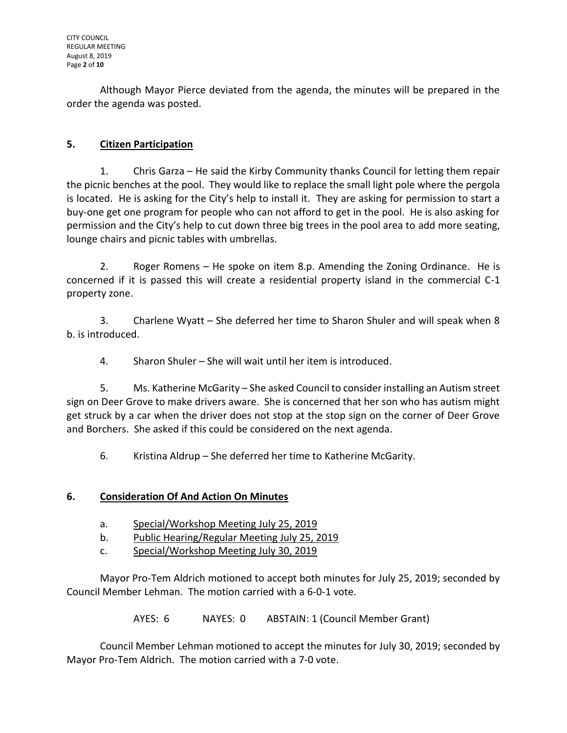Although Mayor Pierce deviated from the agenda, the minutes will be prepared in the order the agenda was posted.

## 5. Citizen Participation

1. Chris Garza – He said the Kirby Community thanks Council for letting them repair the picnic benches at the pool. They would like to replace the small light pole where the pergola is located. He is asking for the City's help to install it. They are asking for permission to start a buy-one get one program for people who can not afford to get in the pool. He is also asking for permission and the City's help to cut down three big trees in the pool area to add more seating, lounge chairs and picnic tables with umbrellas.

2. Roger Romens – He spoke on item 8.p. Amending the Zoning Ordinance. He is concerned if it is passed this will create a residential property island in the commercial C-1 property zone.

3. Charlene Wyatt – She deferred her time to Sharon Shuler and will speak when 8 b. is introduced.

4. Sharon Shuler – She will wait until her item is introduced.

5. Ms. Katherine McGarity – She asked Council to consider installing an Autism street sign on Deer Grove to make drivers aware. She is concerned that her son who has autism might get struck by a car when the driver does not stop at the stop sign on the corner of Deer Grove and Borchers. She asked if this could be considered on the next agenda.

6. Kristina Aldrup – She deferred her time to Katherine McGarity.

## 6. Consideration Of And Action On Minutes

a. Special/Workshop Meeting July 25, 2019
b. Public Hearing/Regular Meeting July 25, 2019
c. Special/Workshop Meeting July 30, 2019

Mayor Pro-Tem Aldrich motioned to accept both minutes for July 25, 2019; seconded by Council Member Lehman. The motion carried with a 6-0-1 vote.

AYES: 6 NAYES: 0 ABSTAIN: 1 (Council Member Grant)

Council Member Lehman motioned to accept the minutes for July 30, 2019; seconded by Mayor Pro-Tem Aldrich. The motion carried with a 7-0 vote.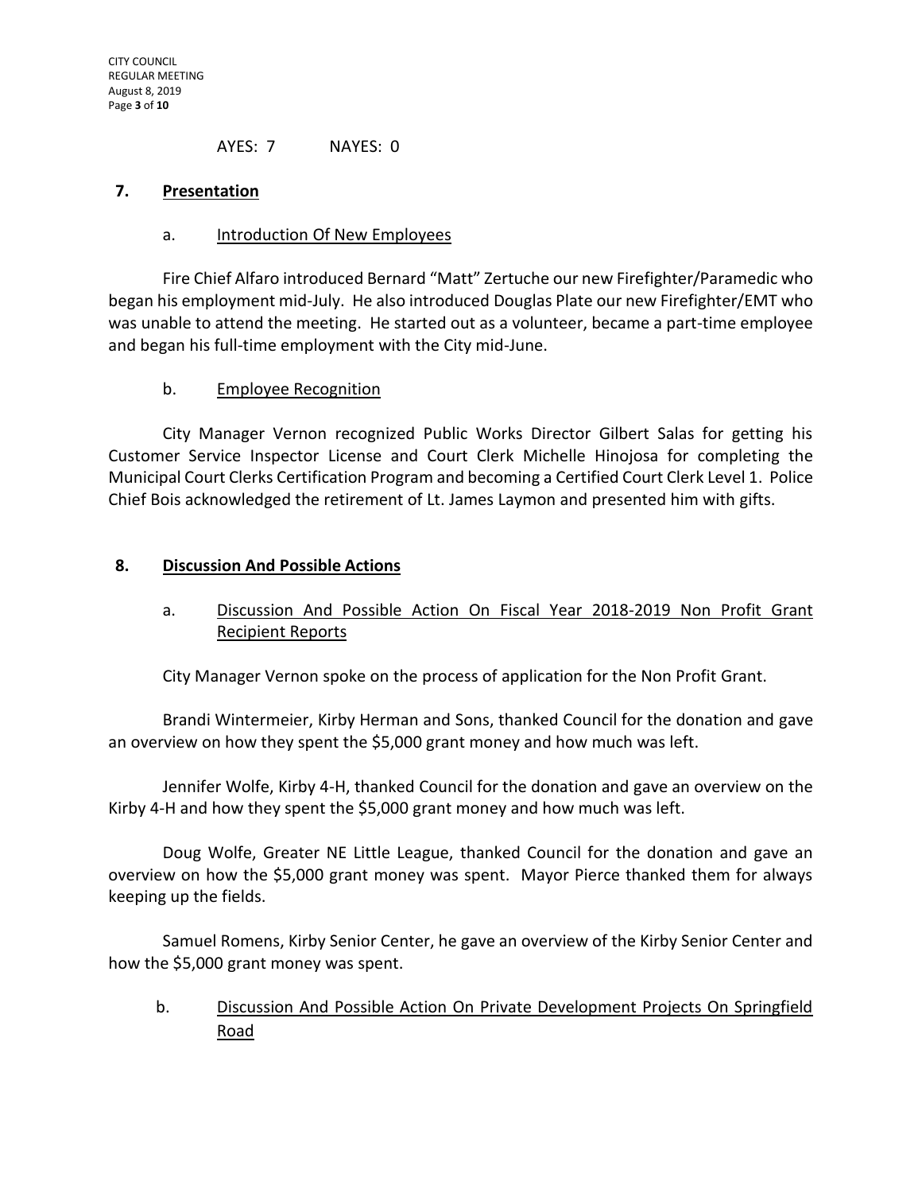AYES: 7 NAYES: 0

## 7. Presentation

### a. Introduction Of New Employees

Fire Chief Alfaro introduced Bernard "Matt" Zertuche our new Firefighter/Paramedic who began his employment mid-July. He also introduced Douglas Plate our new Firefighter/EMT who was unable to attend the meeting. He started out as a volunteer, became a part-time employee and began his full-time employment with the City mid-June.

### b. Employee Recognition

City Manager Vernon recognized Public Works Director Gilbert Salas for getting his Customer Service Inspector License and Court Clerk Michelle Hinojosa for completing the Municipal Court Clerks Certification Program and becoming a Certified Court Clerk Level 1. Police Chief Bois acknowledged the retirement of Lt. James Laymon and presented him with gifts.

## 8. Discussion And Possible Actions

### a. Discussion And Possible Action On Fiscal Year 2018-2019 Non Profit Grant Recipient Reports

City Manager Vernon spoke on the process of application for the Non Profit Grant.

Brandi Wintermeier, Kirby Herman and Sons, thanked Council for the donation and gave an overview on how they spent the $5,000 grant money and how much was left.

Jennifer Wolfe, Kirby 4-H, thanked Council for the donation and gave an overview on the Kirby 4-H and how they spent the $5,000 grant money and how much was left.

Doug Wolfe, Greater NE Little League, thanked Council for the donation and gave an overview on how the $5,000 grant money was spent. Mayor Pierce thanked them for always keeping up the fields.

Samuel Romens, Kirby Senior Center, he gave an overview of the Kirby Senior Center and how the $5,000 grant money was spent.

### b. Discussion And Possible Action On Private Development Projects On Springfield Road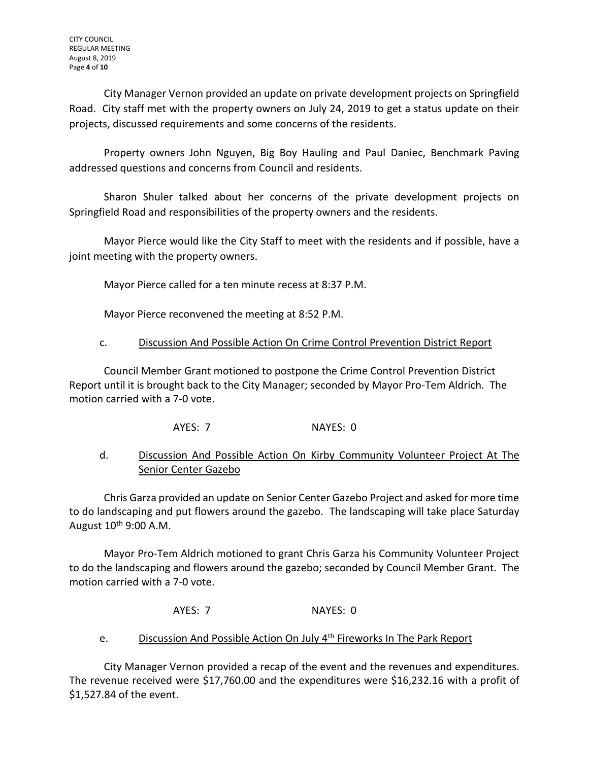City Manager Vernon provided an update on private development projects on Springfield Road. City staff met with the property owners on July 24, 2019 to get a status update on their projects, discussed requirements and some concerns of the residents.

Property owners John Nguyen, Big Boy Hauling and Paul Daniec, Benchmark Paving addressed questions and concerns from Council and residents.

Sharon Shuler talked about her concerns of the private development projects on Springfield Road and responsibilities of the property owners and the residents.

Mayor Pierce would like the City Staff to meet with the residents and if possible, have a joint meeting with the property owners.

Mayor Pierce called for a ten minute recess at 8:37 P.M.

Mayor Pierce reconvened the meeting at 8:52 P.M.

c. Discussion And Possible Action On Crime Control Prevention District Report

Council Member Grant motioned to postpone the Crime Control Prevention District Report until it is brought back to the City Manager; seconded by Mayor Pro-Tem Aldrich. The motion carried with a 7-0 vote.

AYES: 7 NAYES: 0

d. Discussion And Possible Action On Kirby Community Volunteer Project At The Senior Center Gazebo

Chris Garza provided an update on Senior Center Gazebo Project and asked for more time to do landscaping and put flowers around the gazebo. The landscaping will take place Saturday August 10th 9:00 A.M.

Mayor Pro-Tem Aldrich motioned to grant Chris Garza his Community Volunteer Project to do the landscaping and flowers around the gazebo; seconded by Council Member Grant. The motion carried with a 7-0 vote.

AYES: 7 NAYES: 0

e. Discussion And Possible Action On July 4th Fireworks In The Park Report

City Manager Vernon provided a recap of the event and the revenues and expenditures. The revenue received were $17,760.00 and the expenditures were $16,232.16 with a profit of $1,527.84 of the event.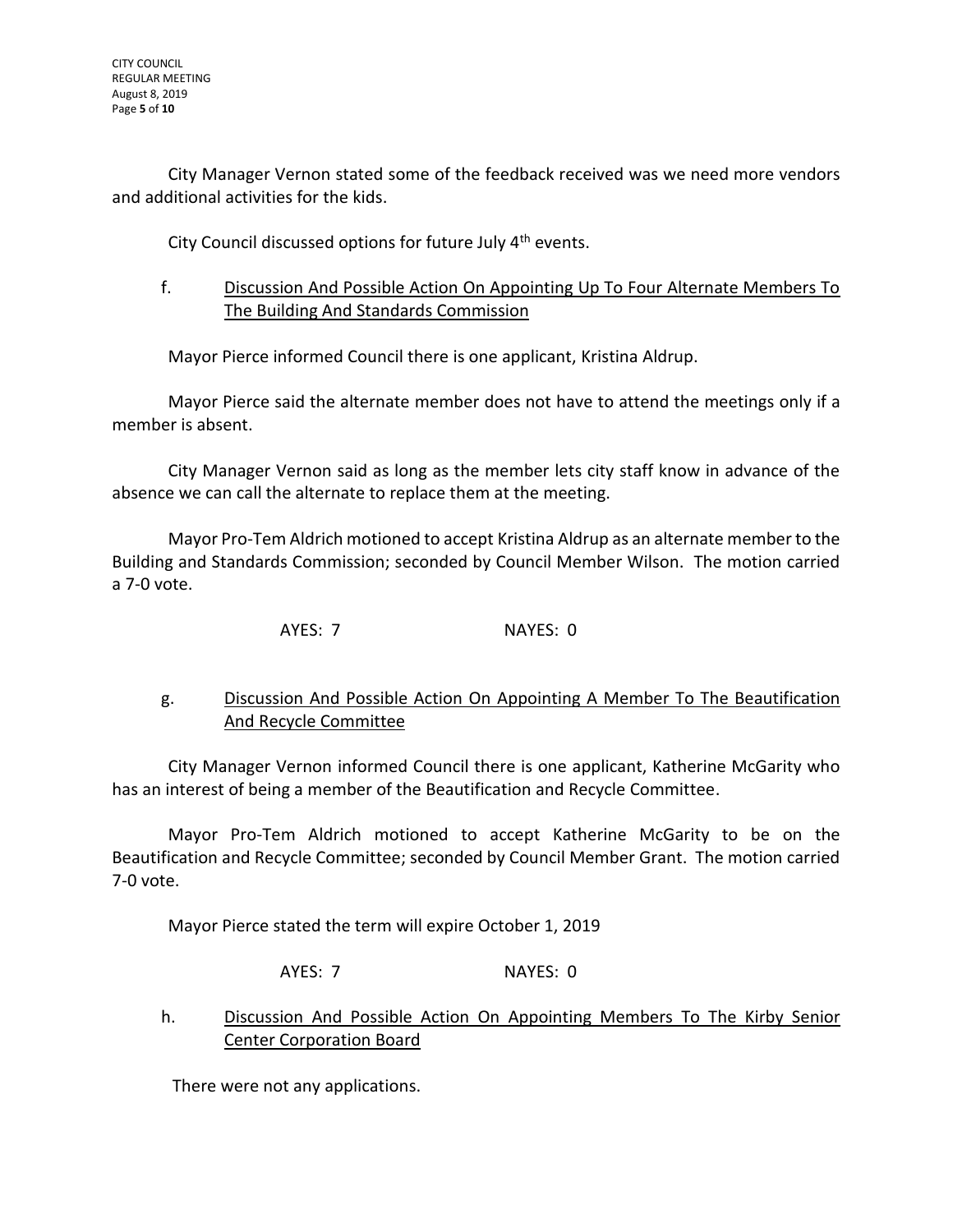City Manager Vernon stated some of the feedback received was we need more vendors and additional activities for the kids.

City Council discussed options for future July 4th events.

f. Discussion And Possible Action On Appointing Up To Four Alternate Members To The Building And Standards Commission

Mayor Pierce informed Council there is one applicant, Kristina Aldrup.

Mayor Pierce said the alternate member does not have to attend the meetings only if a member is absent.

City Manager Vernon said as long as the member lets city staff know in advance of the absence we can call the alternate to replace them at the meeting.

Mayor Pro-Tem Aldrich motioned to accept Kristina Aldrup as an alternate member to the Building and Standards Commission; seconded by Council Member Wilson. The motion carried a 7-0 vote.

AYES: 7 NAYES: 0

g. Discussion And Possible Action On Appointing A Member To The Beautification And Recycle Committee

City Manager Vernon informed Council there is one applicant, Katherine McGarity who has an interest of being a member of the Beautification and Recycle Committee.

Mayor Pro-Tem Aldrich motioned to accept Katherine McGarity to be on the Beautification and Recycle Committee; seconded by Council Member Grant. The motion carried 7-0 vote.

Mayor Pierce stated the term will expire October 1, 2019

AYES: 7 NAYES: 0

h. Discussion And Possible Action On Appointing Members To The Kirby Senior Center Corporation Board

There were not any applications.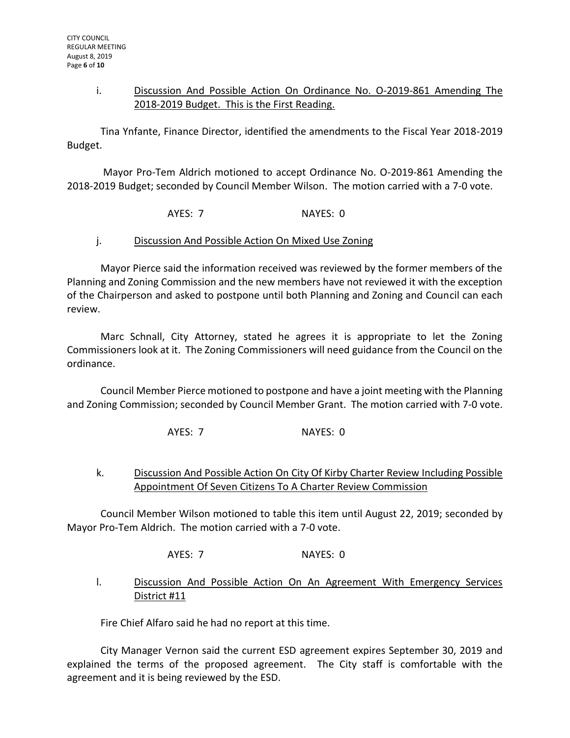i. Discussion And Possible Action On Ordinance No. O-2019-861 Amending The 2018-2019 Budget. This is the First Reading.

Tina Ynfante, Finance Director, identified the amendments to the Fiscal Year 2018-2019 Budget.

Mayor Pro-Tem Aldrich motioned to accept Ordinance No. O-2019-861 Amending the 2018-2019 Budget; seconded by Council Member Wilson. The motion carried with a 7-0 vote.

AYES: 7 NAYES: 0

j. Discussion And Possible Action On Mixed Use Zoning

Mayor Pierce said the information received was reviewed by the former members of the Planning and Zoning Commission and the new members have not reviewed it with the exception of the Chairperson and asked to postpone until both Planning and Zoning and Council can each review.

Marc Schnall, City Attorney, stated he agrees it is appropriate to let the Zoning Commissioners look at it. The Zoning Commissioners will need guidance from the Council on the ordinance.

Council Member Pierce motioned to postpone and have a joint meeting with the Planning and Zoning Commission; seconded by Council Member Grant. The motion carried with 7-0 vote.

AYES: 7 NAYES: 0

k. Discussion And Possible Action On City Of Kirby Charter Review Including Possible Appointment Of Seven Citizens To A Charter Review Commission

Council Member Wilson motioned to table this item until August 22, 2019; seconded by Mayor Pro-Tem Aldrich. The motion carried with a 7-0 vote.

AYES: 7 NAYES: 0

l. Discussion And Possible Action On An Agreement With Emergency Services District #11

Fire Chief Alfaro said he had no report at this time.

City Manager Vernon said the current ESD agreement expires September 30, 2019 and explained the terms of the proposed agreement. The City staff is comfortable with the agreement and it is being reviewed by the ESD.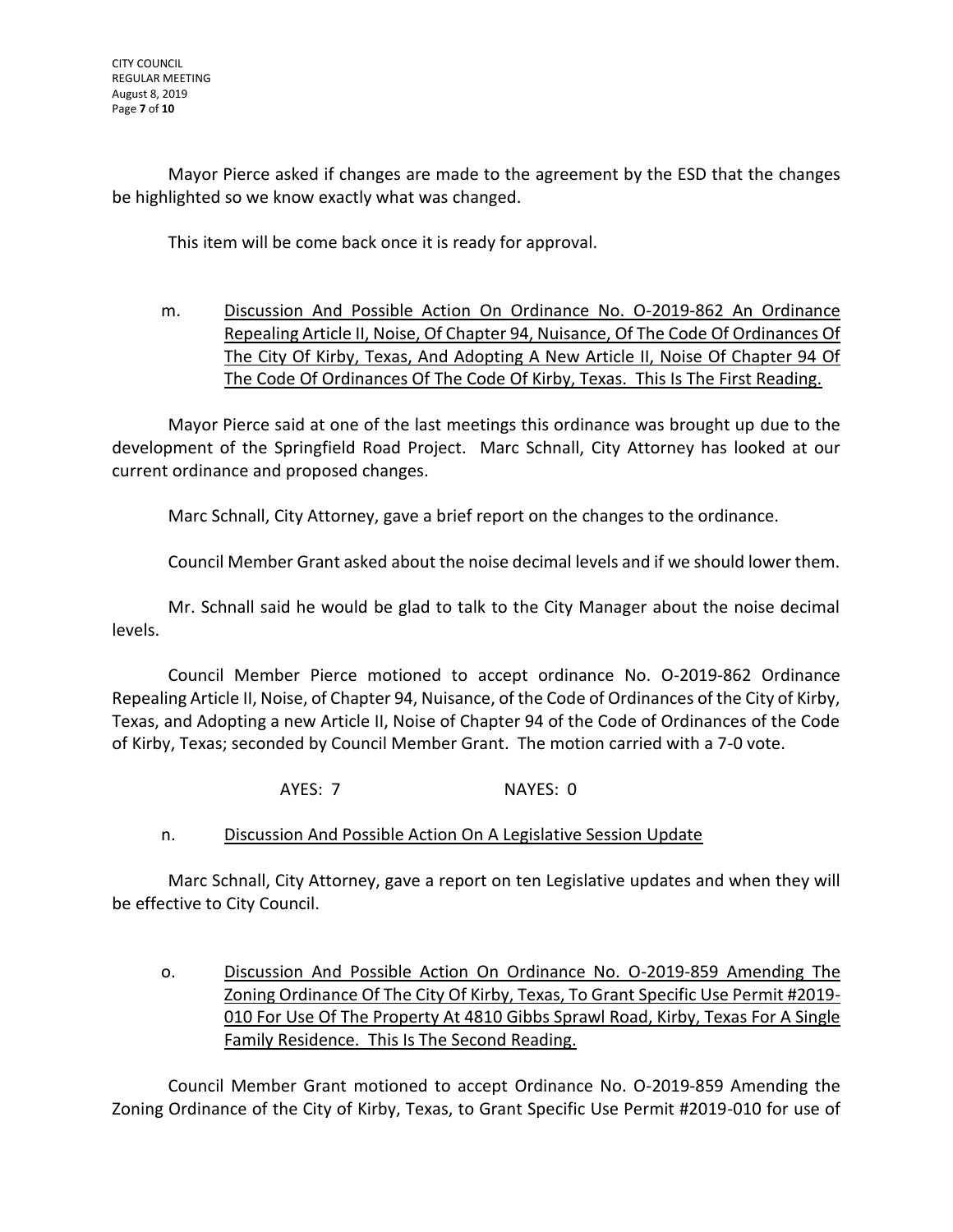Mayor Pierce asked if changes are made to the agreement by the ESD that the changes be highlighted so we know exactly what was changed.

This item will be come back once it is ready for approval.

m. <u>Discussion And Possible Action On Ordinance No. O-2019-862 An Ordinance Repealing Article II, Noise, Of Chapter 94, Nuisance, Of The Code Of Ordinances Of The City Of Kirby, Texas, And Adopting A New Article II, Noise Of Chapter 94 Of The Code Of Ordinances Of The Code Of Kirby, Texas. This Is The First Reading.</u>

Mayor Pierce said at one of the last meetings this ordinance was brought up due to the development of the Springfield Road Project. Marc Schnall, City Attorney has looked at our current ordinance and proposed changes.

Marc Schnall, City Attorney, gave a brief report on the changes to the ordinance.

Council Member Grant asked about the noise decimal levels and if we should lower them.

Mr. Schnall said he would be glad to talk to the City Manager about the noise decimal levels.

Council Member Pierce motioned to accept ordinance No. O-2019-862 Ordinance Repealing Article II, Noise, of Chapter 94, Nuisance, of the Code of Ordinances of the City of Kirby, Texas, and Adopting a new Article II, Noise of Chapter 94 of the Code of Ordinances of the Code of Kirby, Texas; seconded by Council Member Grant. The motion carried with a 7-0 vote.

AYES: 7 NAYES: 0

n. <u>Discussion And Possible Action On A Legislative Session Update</u>

Marc Schnall, City Attorney, gave a report on ten Legislative updates and when they will be effective to City Council.

o. <u>Discussion And Possible Action On Ordinance No. O-2019-859 Amending The Zoning Ordinance Of The City Of Kirby, Texas, To Grant Specific Use Permit #2019-010 For Use Of The Property At 4810 Gibbs Sprawl Road, Kirby, Texas For A Single Family Residence. This Is The Second Reading.</u>

Council Member Grant motioned to accept Ordinance No. O-2019-859 Amending the Zoning Ordinance of the City of Kirby, Texas, to Grant Specific Use Permit #2019-010 for use of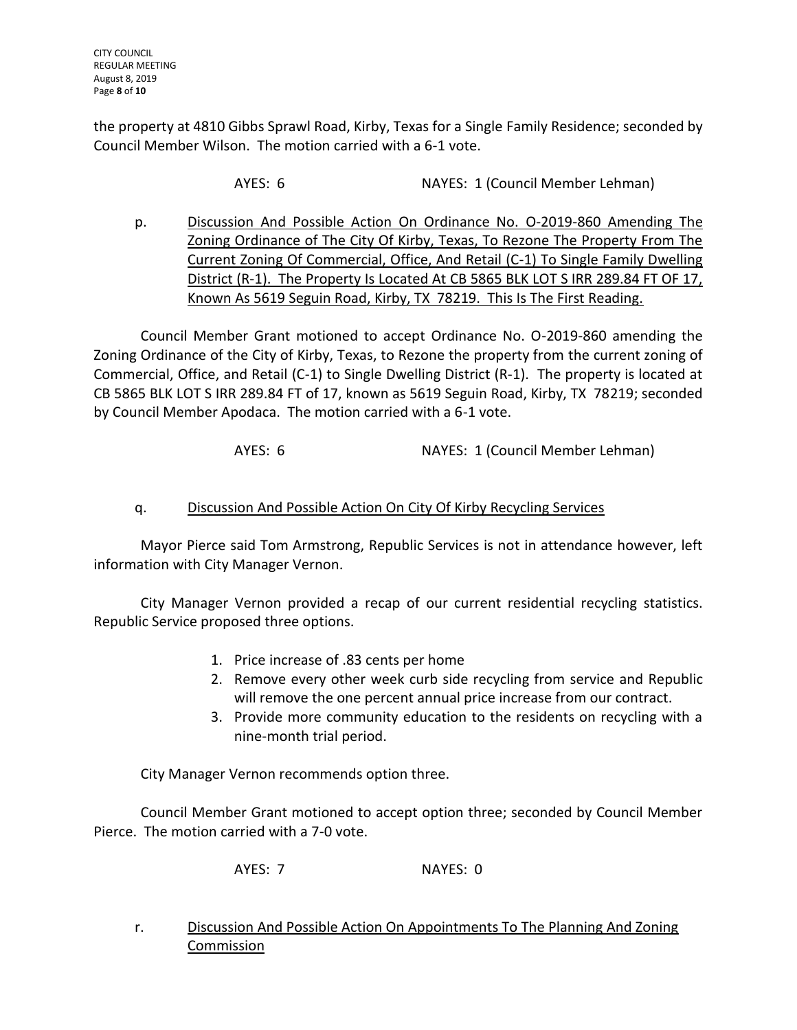the property at 4810 Gibbs Sprawl Road, Kirby, Texas for a Single Family Residence; seconded by Council Member Wilson. The motion carried with a 6-1 vote.

AYES: 6 NAYES: 1 (Council Member Lehman)

p. <u>Discussion And Possible Action On Ordinance No. O-2019-860 Amending The Zoning Ordinance of The City Of Kirby, Texas, To Rezone The Property From The Current Zoning Of Commercial, Office, And Retail (C-1) To Single Family Dwelling District (R-1). The Property Is Located At CB 5865 BLK LOT S IRR 289.84 FT OF 17, Known As 5619 Seguin Road, Kirby, TX 78219. This Is The First Reading.</u>

Council Member Grant motioned to accept Ordinance No. O-2019-860 amending the Zoning Ordinance of the City of Kirby, Texas, to Rezone the property from the current zoning of Commercial, Office, and Retail (C-1) to Single Dwelling District (R-1). The property is located at CB 5865 BLK LOT S IRR 289.84 FT of 17, known as 5619 Seguin Road, Kirby, TX 78219; seconded by Council Member Apodaca. The motion carried with a 6-1 vote.

AYES: 6 NAYES: 1 (Council Member Lehman)

q. <u>Discussion And Possible Action On City Of Kirby Recycling Services</u>

Mayor Pierce said Tom Armstrong, Republic Services is not in attendance however, left information with City Manager Vernon.

City Manager Vernon provided a recap of our current residential recycling statistics. Republic Service proposed three options.

1. Price increase of .83 cents per home
2. Remove every other week curb side recycling from service and Republic will remove the one percent annual price increase from our contract.
3. Provide more community education to the residents on recycling with a nine-month trial period.

City Manager Vernon recommends option three.

Council Member Grant motioned to accept option three; seconded by Council Member Pierce. The motion carried with a 7-0 vote.

AYES: 7 NAYES: 0

r. <u>Discussion And Possible Action On Appointments To The Planning And Zoning Commission</u>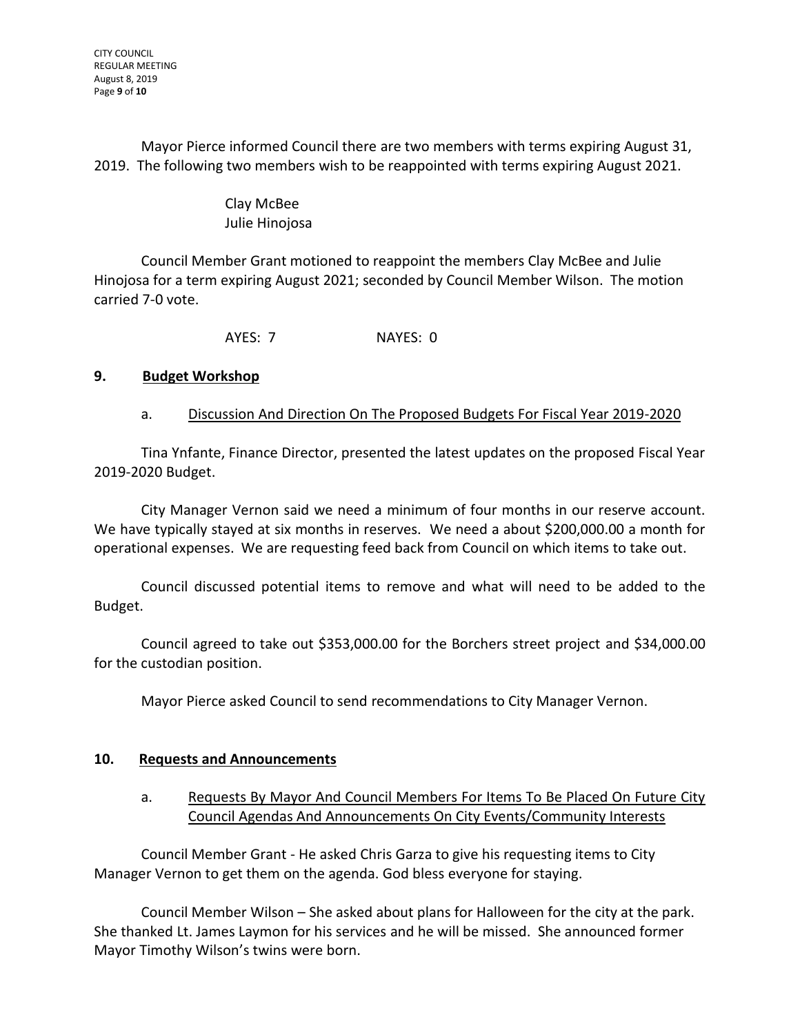Mayor Pierce informed Council there are two members with terms expiring August 31, 2019. The following two members wish to be reappointed with terms expiring August 2021.

Clay McBee
Julie Hinojosa

Council Member Grant motioned to reappoint the members Clay McBee and Julie Hinojosa for a term expiring August 2021; seconded by Council Member Wilson. The motion carried 7-0 vote.

AYES: 7 NAYES: 0

## 9. Budget Workshop

a. Discussion And Direction On The Proposed Budgets For Fiscal Year 2019-2020

Tina Ynfante, Finance Director, presented the latest updates on the proposed Fiscal Year 2019-2020 Budget.

City Manager Vernon said we need a minimum of four months in our reserve account. We have typically stayed at six months in reserves. We need a about $200,000.00 a month for operational expenses. We are requesting feed back from Council on which items to take out.

Council discussed potential items to remove and what will need to be added to the Budget.

Council agreed to take out $353,000.00 for the Borchers street project and $34,000.00 for the custodian position.

Mayor Pierce asked Council to send recommendations to City Manager Vernon.

## 10. Requests and Announcements

a. Requests By Mayor And Council Members For Items To Be Placed On Future City Council Agendas And Announcements On City Events/Community Interests

Council Member Grant - He asked Chris Garza to give his requesting items to City Manager Vernon to get them on the agenda. God bless everyone for staying.

Council Member Wilson – She asked about plans for Halloween for the city at the park. She thanked Lt. James Laymon for his services and he will be missed. She announced former Mayor Timothy Wilson's twins were born.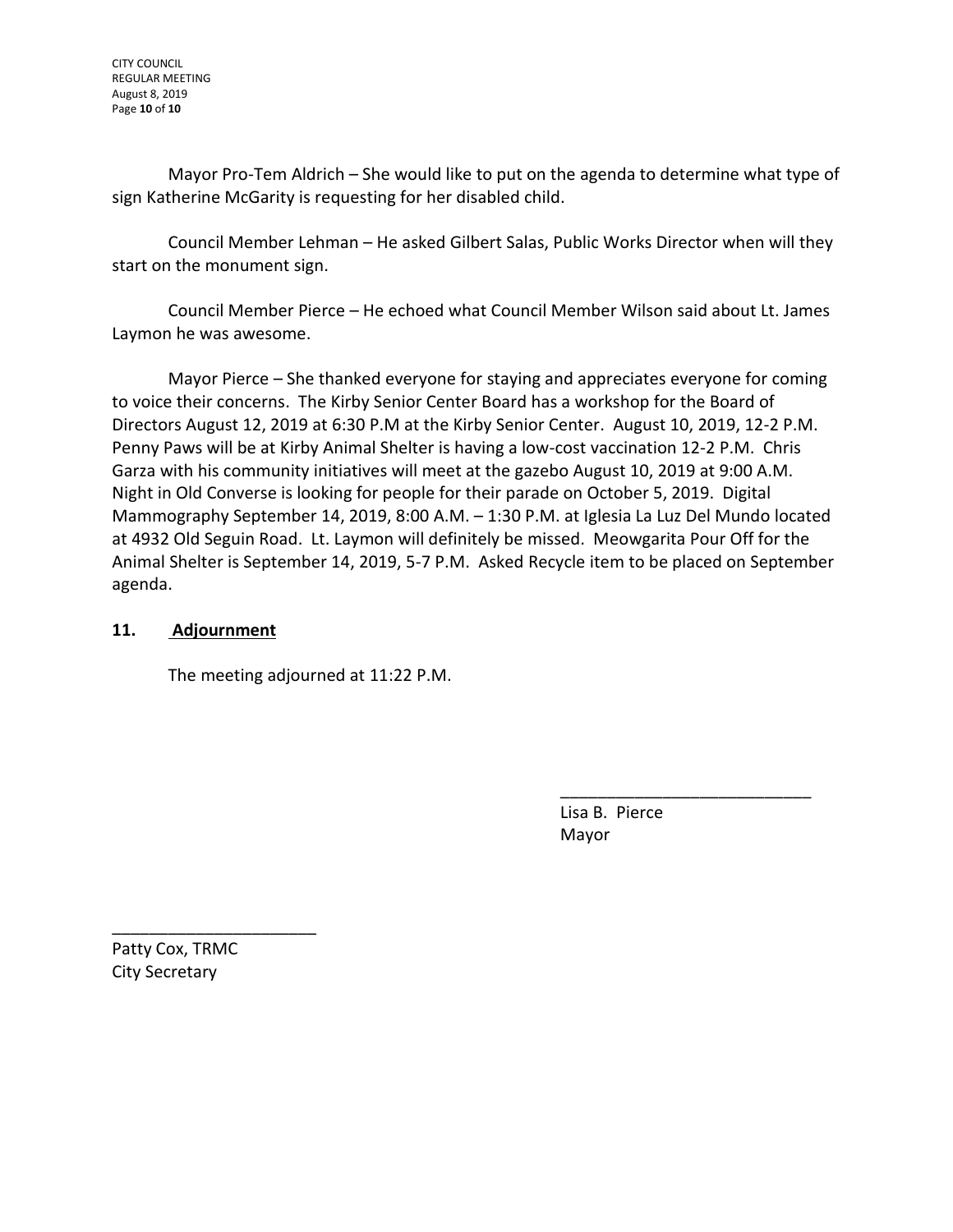Mayor Pro-Tem Aldrich – She would like to put on the agenda to determine what type of sign Katherine McGarity is requesting for her disabled child.

Council Member Lehman – He asked Gilbert Salas, Public Works Director when will they start on the monument sign.

Council Member Pierce – He echoed what Council Member Wilson said about Lt. James Laymon he was awesome.

Mayor Pierce – She thanked everyone for staying and appreciates everyone for coming to voice their concerns. The Kirby Senior Center Board has a workshop for the Board of Directors August 12, 2019 at 6:30 P.M at the Kirby Senior Center. August 10, 2019, 12-2 P.M. Penny Paws will be at Kirby Animal Shelter is having a low-cost vaccination 12-2 P.M. Chris Garza with his community initiatives will meet at the gazebo August 10, 2019 at 9:00 A.M. Night in Old Converse is looking for people for their parade on October 5, 2019. Digital Mammography September 14, 2019, 8:00 A.M. – 1:30 P.M. at Iglesia La Luz Del Mundo located at 4932 Old Seguin Road. Lt. Laymon will definitely be missed. Meowgarita Pour Off for the Animal Shelter is September 14, 2019, 5-7 P.M. Asked Recycle item to be placed on September agenda.

## 11. **Adjournment**

The meeting adjourned at 11:22 P.M.

\_\_\_\_\_\_\_\_\_\_\_\_\_\_\_\_\_\_\_\_\_\_\_\_\_\_\_
Lisa B. Pierce
Mayor

\_\_\_\_\_\_\_\_\_\_\_\_\_\_\_\_\_\_\_\_\_\_
Patty Cox, TRMC
City Secretary